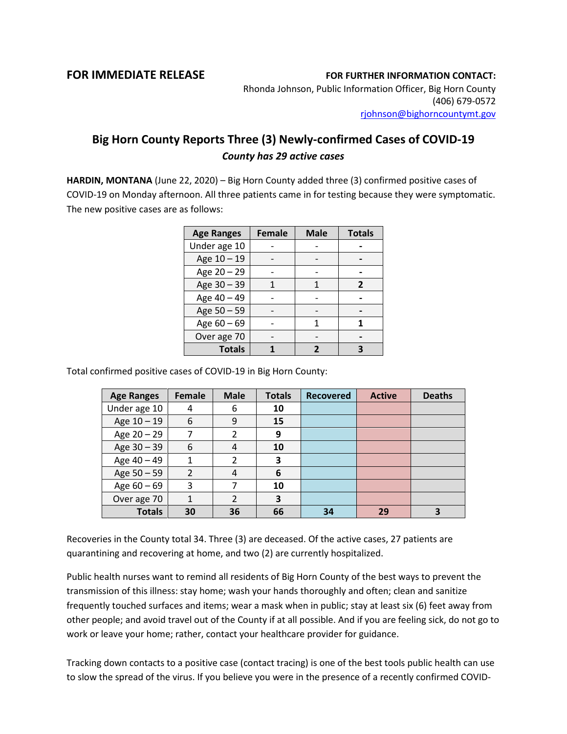**FOR IMMEDIATE RELEASE**

**FOR FURTHER INFORMATION CONTACT:**
Rhonda Johnson, Public Information Officer, Big Horn County
(406) 679-0572
rjohnson@bighorncountymt.gov

# Big Horn County Reports Three (3) Newly-confirmed Cases of COVID-19

***County has 29 active cases***

**HARDIN, MONTANA** (June 22, 2020) – Big Horn County added three (3) confirmed positive cases of COVID-19 on Monday afternoon. All three patients came in for testing because they were symptomatic. The new positive cases are as follows:

| Age Ranges | Female | Male | Totals |
|---|---|---|---|
| Under age 10 | - | - | **-** |
| Age 10 – 19 | - | - | **-** |
| Age 20 – 29 | - | - | **-** |
| Age 30 – 39 | 1 | 1 | **2** |
| Age 40 – 49 | - | - | **-** |
| Age 50 – 59 | - | - | **-** |
| Age 60 – 69 | - | 1 | **1** |
| Over age 70 | - | - | **-** |
| **Totals** | **1** | **2** | **3** |

Total confirmed positive cases of COVID-19 in Big Horn County:

| Age Ranges | Female | Male | Totals | Recovered | Active | Deaths |
|---|---|---|---|---|---|---|
| Under age 10 | 4 | 6 | **10** | | | |
| Age 10 – 19 | 6 | 9 | **15** | | | |
| Age 20 – 29 | 7 | 2 | **9** | | | |
| Age 30 – 39 | 6 | 4 | **10** | | | |
| Age 40 – 49 | 1 | 2 | **3** | | | |
| Age 50 – 59 | 2 | 4 | **6** | | | |
| Age 60 – 69 | 3 | 7 | **10** | | | |
| Over age 70 | 1 | 2 | **3** | | | |
| **Totals** | **30** | **36** | **66** | **34** | **29** | **3** |

Recoveries in the County total 34. Three (3) are deceased. Of the active cases, 27 patients are quarantining and recovering at home, and two (2) are currently hospitalized.

Public health nurses want to remind all residents of Big Horn County of the best ways to prevent the transmission of this illness: stay home; wash your hands thoroughly and often; clean and sanitize frequently touched surfaces and items; wear a mask when in public; stay at least six (6) feet away from other people; and avoid travel out of the County if at all possible. And if you are feeling sick, do not go to work or leave your home; rather, contact your healthcare provider for guidance.

Tracking down contacts to a positive case (contact tracing) is one of the best tools public health can use to slow the spread of the virus. If you believe you were in the presence of a recently confirmed COVID-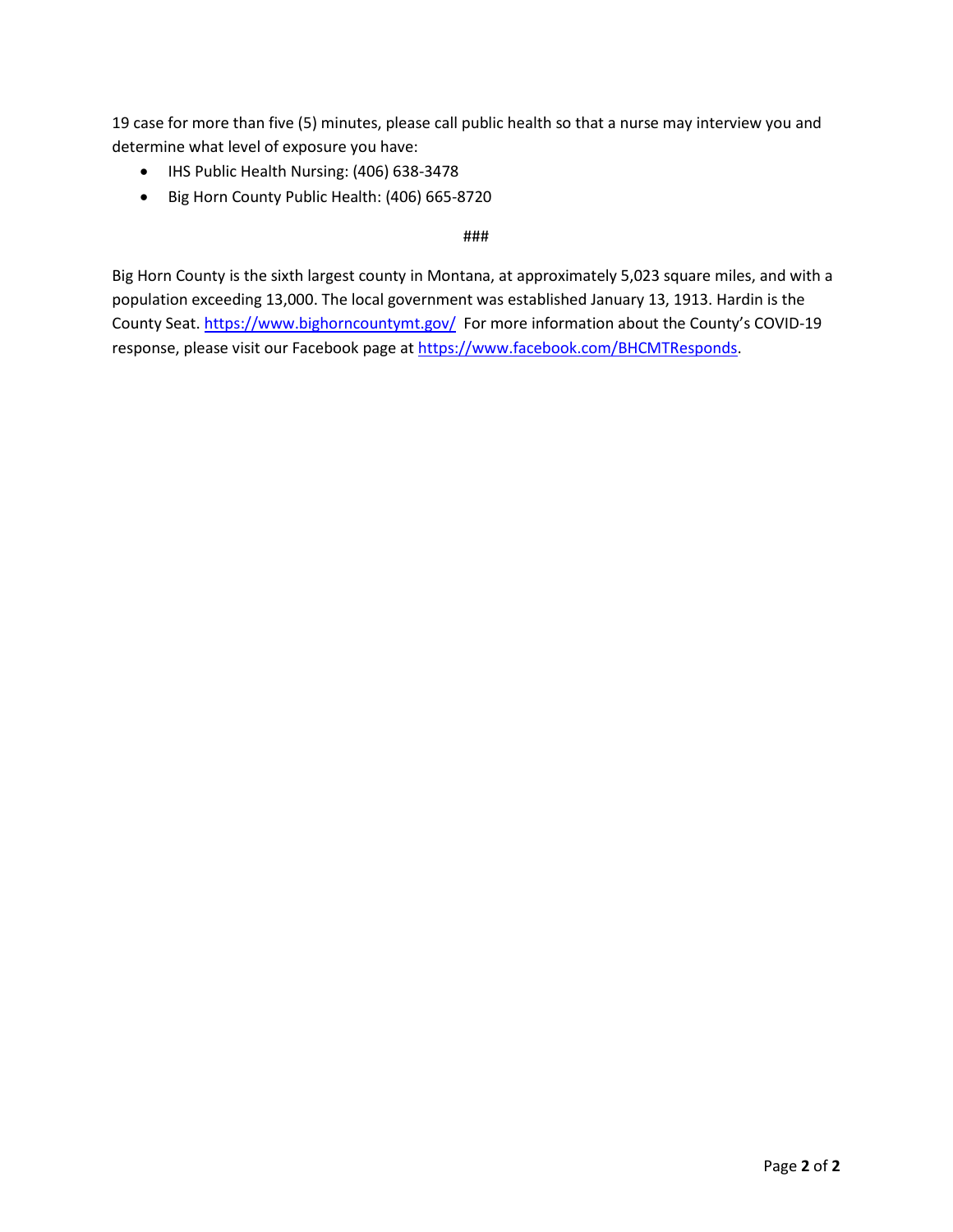19 case for more than five (5) minutes, please call public health so that a nurse may interview you and determine what level of exposure you have:

- IHS Public Health Nursing: (406) 638-3478
- Big Horn County Public Health: (406) 665-8720

###

Big Horn County is the sixth largest county in Montana, at approximately 5,023 square miles, and with a population exceeding 13,000. The local government was established January 13, 1913. Hardin is the County Seat. https://www.bighorncountymt.gov/ For more information about the County's COVID-19 response, please visit our Facebook page at https://www.facebook.com/BHCMTResponds.